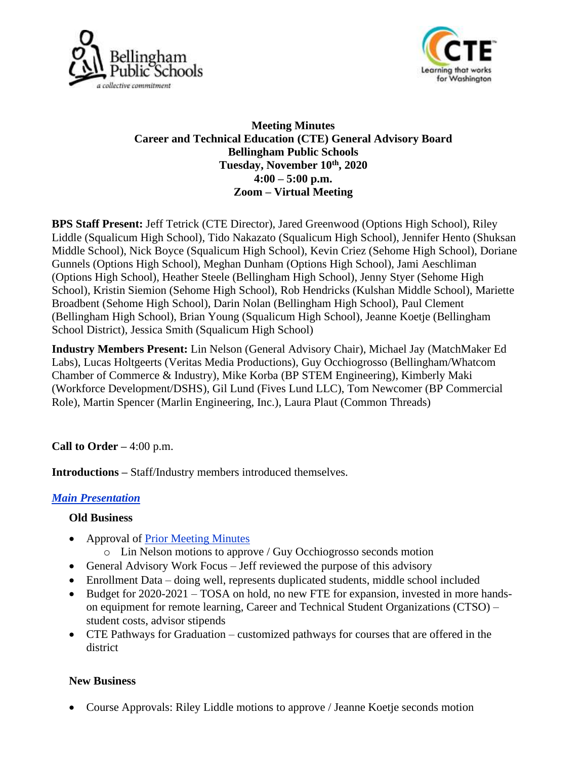**Meeting Minutes**
**Career and Technical Education (CTE) General Advisory Board**
**Bellingham Public Schools**
**Tuesday, November 10th, 2020**
**4:00 – 5:00 p.m.**
**Zoom – Virtual Meeting**

**BPS Staff Present:** Jeff Tetrick (CTE Director), Jared Greenwood (Options High School), Riley Liddle (Squalicum High School), Tido Nakazato (Squalicum High School), Jennifer Hento (Shuksan Middle School), Nick Boyce (Squalicum High School), Kevin Criez (Sehome High School), Doriane Gunnels (Options High School), Meghan Dunham (Options High School), Jami Aeschliman (Options High School), Heather Steele (Bellingham High School), Jenny Styer (Sehome High School), Kristin Siemion (Sehome High School), Rob Hendricks (Kulshan Middle School), Mariette Broadbent (Sehome High School), Darin Nolan (Bellingham High School), Paul Clement (Bellingham High School), Brian Young (Squalicum High School), Jeanne Koetje (Bellingham School District), Jessica Smith (Squalicum High School)

**Industry Members Present:** Lin Nelson (General Advisory Chair), Michael Jay (MatchMaker Ed Labs), Lucas Holtgeerts (Veritas Media Productions), Guy Occhiogrosso (Bellingham/Whatcom Chamber of Commerce & Industry), Mike Korba (BP STEM Engineering), Kimberly Maki (Workforce Development/DSHS), Gil Lund (Fives Lund LLC), Tom Newcomer (BP Commercial Role), Martin Spencer (Marlin Engineering, Inc.), Laura Plaut (Common Threads)

**Call to Order –** 4:00 p.m.

**Introductions –** Staff/Industry members introduced themselves.

***Main Presentation***

**Old Business**

- Approval of Prior Meeting Minutes
  - Lin Nelson motions to approve / Guy Occhiogrosso seconds motion
- General Advisory Work Focus – Jeff reviewed the purpose of this advisory
- Enrollment Data – doing well, represents duplicated students, middle school included
- Budget for 2020-2021 – TOSA on hold, no new FTE for expansion, invested in more hands-on equipment for remote learning, Career and Technical Student Organizations (CTSO) – student costs, advisor stipends
- CTE Pathways for Graduation – customized pathways for courses that are offered in the district

**New Business**

- Course Approvals: Riley Liddle motions to approve / Jeanne Koetje seconds motion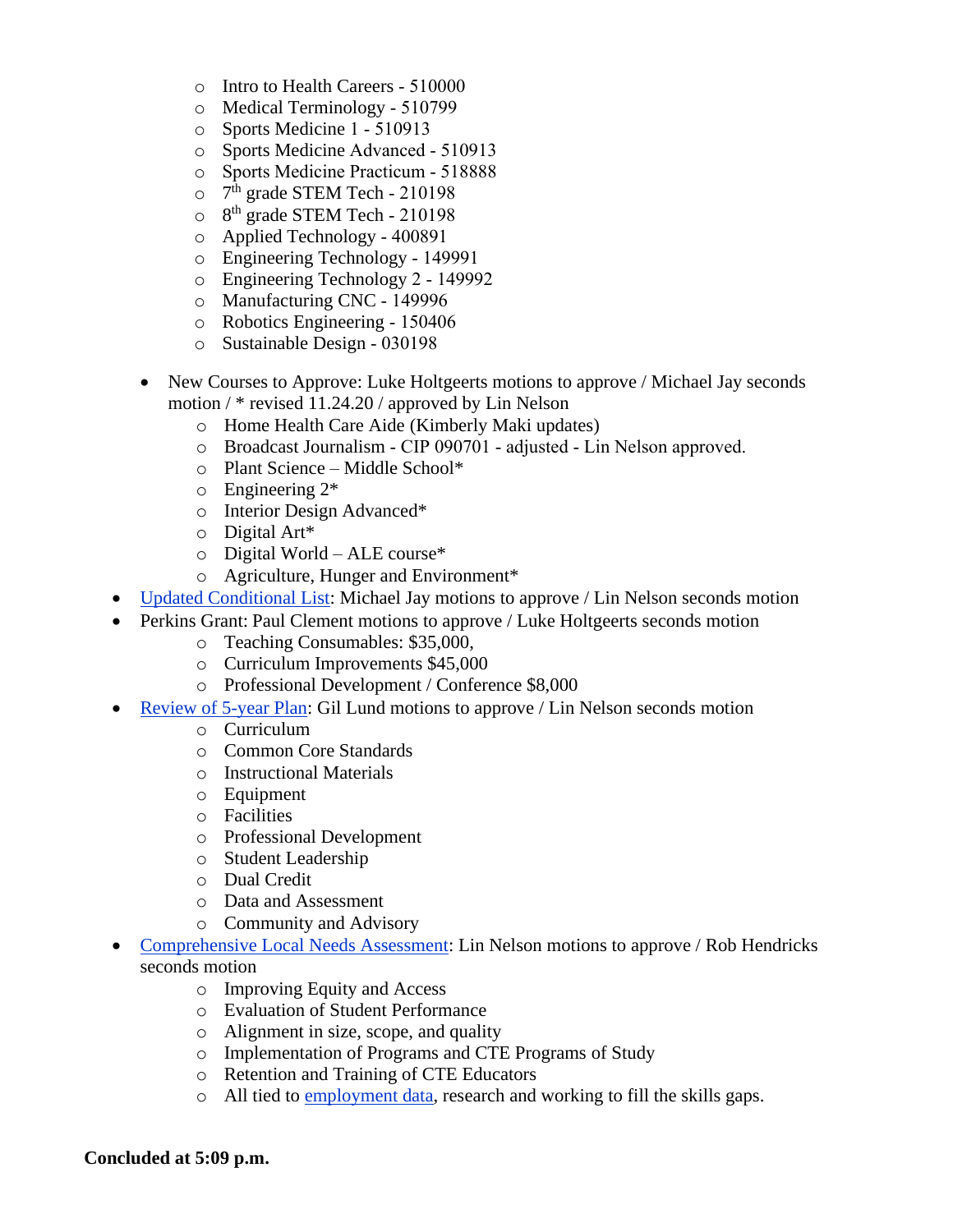- Intro to Health Careers - 510000
    - Medical Terminology - 510799
    - Sports Medicine 1 - 510913
    - Sports Medicine Advanced - 510913
    - Sports Medicine Practicum - 518888
    - 7th grade STEM Tech - 210198
    - 8th grade STEM Tech - 210198
    - Applied Technology - 400891
    - Engineering Technology - 149991
    - Engineering Technology 2 - 149992
    - Manufacturing CNC - 149996
    - Robotics Engineering - 150406
    - Sustainable Design - 030198

  - New Courses to Approve: Luke Holtgeerts motions to approve / Michael Jay seconds motion / * revised 11.24.20 / approved by Lin Nelson
    - Home Health Care Aide (Kimberly Maki updates)
    - Broadcast Journalism - CIP 090701 - adjusted - Lin Nelson approved.
    - Plant Science – Middle School*
    - Engineering 2*
    - Interior Design Advanced*
    - Digital Art*
    - Digital World – ALE course*
    - Agriculture, Hunger and Environment*
- Updated Conditional List: Michael Jay motions to approve / Lin Nelson seconds motion
- Perkins Grant: Paul Clement motions to approve / Luke Holtgeerts seconds motion
    - Teaching Consumables: $35,000,
    - Curriculum Improvements $45,000
    - Professional Development / Conference $8,000
- Review of 5-year Plan: Gil Lund motions to approve / Lin Nelson seconds motion
    - Curriculum
    - Common Core Standards
    - Instructional Materials
    - Equipment
    - Facilities
    - Professional Development
    - Student Leadership
    - Dual Credit
    - Data and Assessment
    - Community and Advisory
- Comprehensive Local Needs Assessment: Lin Nelson motions to approve / Rob Hendricks seconds motion
    - Improving Equity and Access
    - Evaluation of Student Performance
    - Alignment in size, scope, and quality
    - Implementation of Programs and CTE Programs of Study
    - Retention and Training of CTE Educators
    - All tied to employment data, research and working to fill the skills gaps.

**Concluded at 5:09 p.m.**